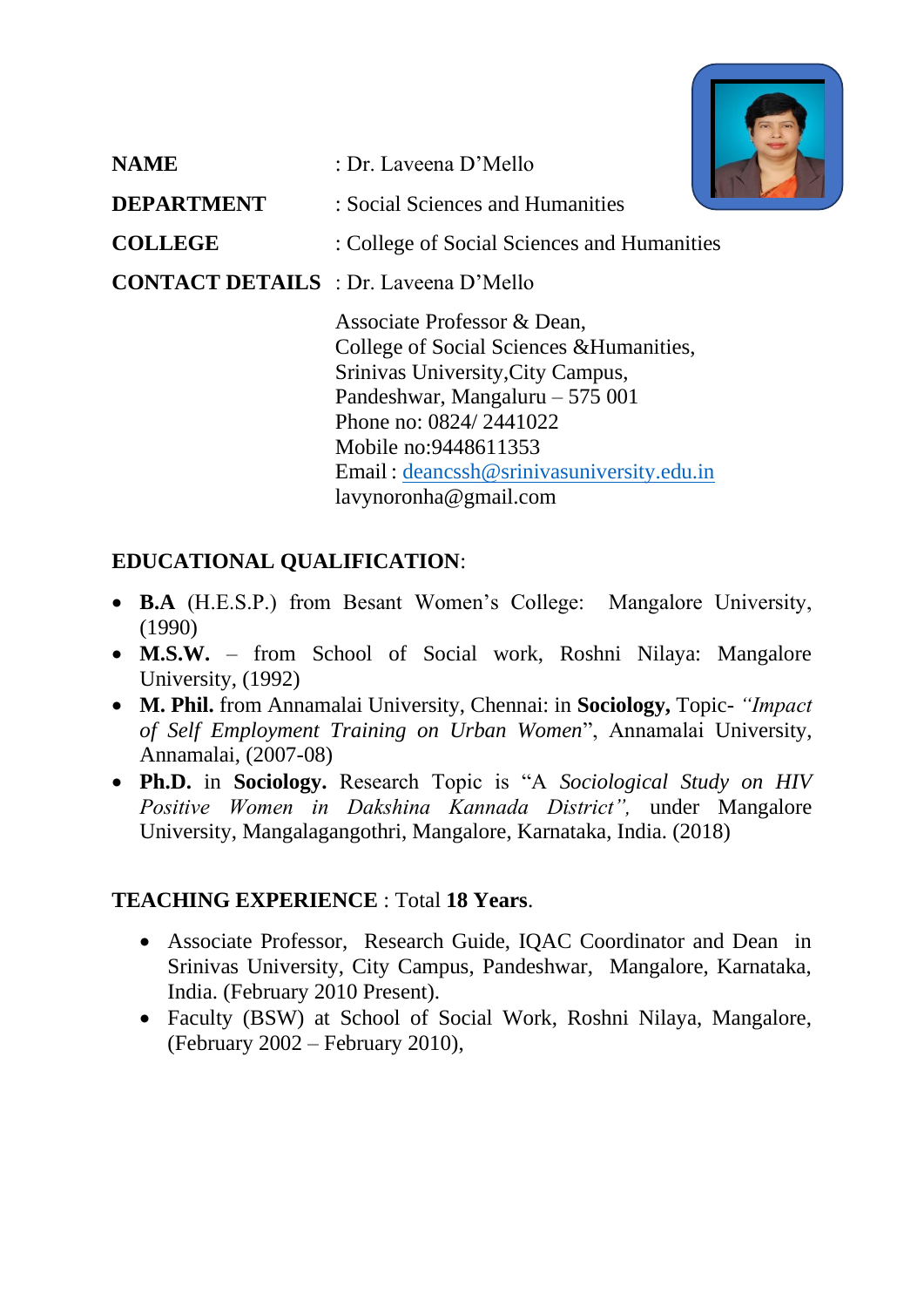**NAME** : Dr. Laveena D'Mello

**DEPARTMENT** : Social Sciences and Humanities

**COLLEGE** : College of Social Sciences and Humanities

**CONTACT DETAILS** : Dr. Laveena D'Mello

Associate Professor & Dean,
College of Social Sciences &Humanities,
Srinivas University,City Campus,
Pandeshwar, Mangaluru – 575 001
Phone no: 0824/ 2441022
Mobile no:9448611353
Email : deancssh@srinivasuniversity.edu.in
lavynoronha@gmail.com

**EDUCATIONAL QUALIFICATION**:

- **B.A** (H.E.S.P.) from Besant Women's College: Mangalore University, (1990)
- **M.S.W.** – from School of Social work, Roshni Nilaya: Mangalore University, (1992)
- **M. Phil.** from Annamalai University, Chennai: in **Sociology,** Topic- *"Impact of Self Employment Training on Urban Women*", Annamalai University, Annamalai, (2007-08)
- **Ph.D.** in **Sociology.** Research Topic is "A *Sociological Study on HIV Positive Women in Dakshina Kannada District",* under Mangalore University, Mangalagangothri, Mangalore, Karnataka, India. (2018)

**TEACHING EXPERIENCE** : Total **18 Years**.

- Associate Professor, Research Guide, IQAC Coordinator and Dean in Srinivas University, City Campus, Pandeshwar, Mangalore, Karnataka, India. (February 2010 Present).
- Faculty (BSW) at School of Social Work, Roshni Nilaya, Mangalore, (February 2002 – February 2010),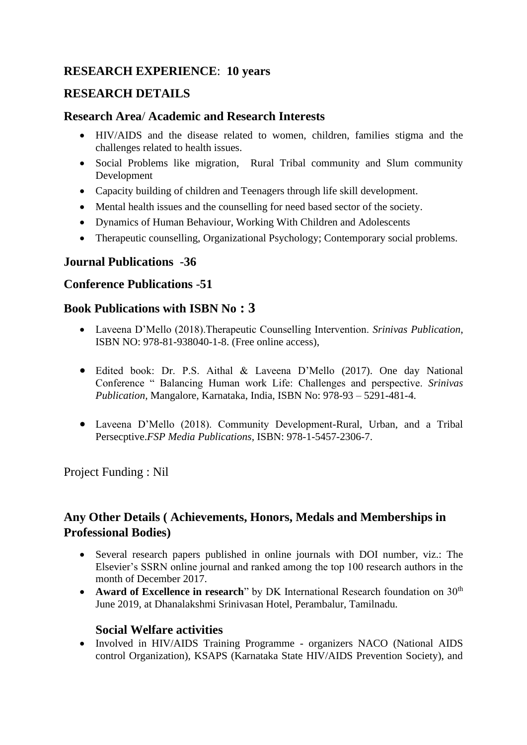## RESEARCH EXPERIENCE: 10 years

## RESEARCH DETAILS

### Research Area/ Academic and Research Interests

- HIV/AIDS and the disease related to women, children, families stigma and the challenges related to health issues.
- Social Problems like migration, Rural Tribal community and Slum community Development
- Capacity building of children and Teenagers through life skill development.
- Mental health issues and the counselling for need based sector of the society.
- Dynamics of Human Behaviour, Working With Children and Adolescents
- Therapeutic counselling, Organizational Psychology; Contemporary social problems.

### Journal Publications -36

### Conference Publications -51

### Book Publications with ISBN No : 3

- Laveena D'Mello (2018).Therapeutic Counselling Intervention. *Srinivas Publication*, ISBN NO: 978-81-938040-1-8. (Free online access),
- Edited book: Dr. P.S. Aithal & Laveena D'Mello (2017). One day National Conference " Balancing Human work Life: Challenges and perspective. *Srinivas Publication*, Mangalore, Karnataka, India, ISBN No: 978-93 – 5291-481-4.
- Laveena D'Mello (2018). Community Development-Rural, Urban, and a Tribal Persecptive.*FSP Media Publications*, ISBN: 978-1-5457-2306-7.

Project Funding : Nil

### Any Other Details ( Achievements, Honors, Medals and Memberships in Professional Bodies)

- Several research papers published in online journals with DOI number, viz.: The Elsevier's SSRN online journal and ranked among the top 100 research authors in the month of December 2017.
- **Award of Excellence in research**" by DK International Research foundation on 30th June 2019, at Dhanalakshmi Srinivasan Hotel, Perambalur, Tamilnadu.

### Social Welfare activities

- Involved in HIV/AIDS Training Programme - organizers NACO (National AIDS control Organization), KSAPS (Karnataka State HIV/AIDS Prevention Society), and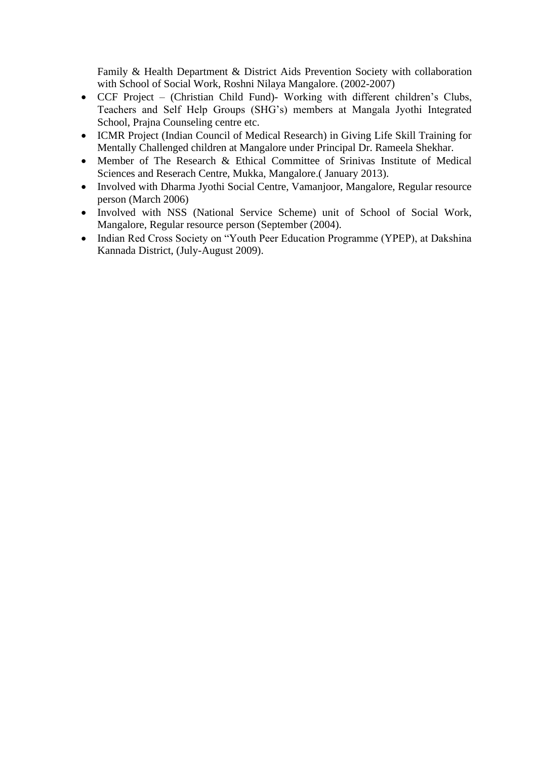Family & Health Department & District Aids Prevention Society with collaboration with School of Social Work, Roshni Nilaya Mangalore. (2002-2007)

- CCF Project – (Christian Child Fund)- Working with different children's Clubs, Teachers and Self Help Groups (SHG's) members at Mangala Jyothi Integrated School, Prajna Counseling centre etc.
- ICMR Project (Indian Council of Medical Research) in Giving Life Skill Training for Mentally Challenged children at Mangalore under Principal Dr. Rameela Shekhar.
- Member of The Research & Ethical Committee of Srinivas Institute of Medical Sciences and Reserach Centre, Mukka, Mangalore.( January 2013).
- Involved with Dharma Jyothi Social Centre, Vamanjoor, Mangalore, Regular resource person (March 2006)
- Involved with NSS (National Service Scheme) unit of School of Social Work, Mangalore, Regular resource person (September (2004).
- Indian Red Cross Society on "Youth Peer Education Programme (YPEP), at Dakshina Kannada District, (July-August 2009).